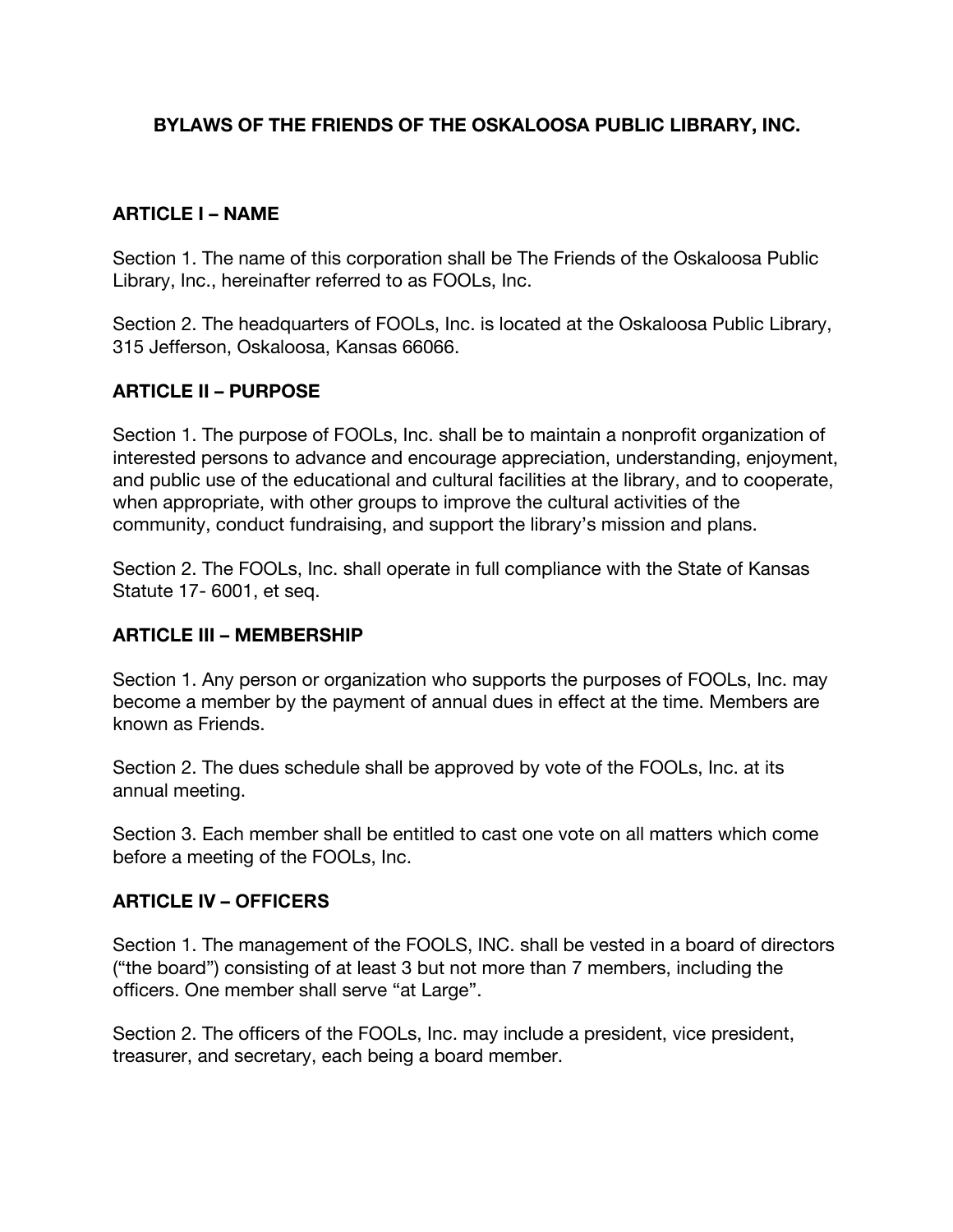# BYLAWS OF THE FRIENDS OF THE OSKALOOSA PUBLIC LIBRARY, INC.

## ARTICLE I – NAME

Section 1. The name of this corporation shall be The Friends of the Oskaloosa Public Library, Inc., hereinafter referred to as FOOLs, Inc.

Section 2. The headquarters of FOOLs, Inc. is located at the Oskaloosa Public Library, 315 Jefferson, Oskaloosa, Kansas 66066.

## ARTICLE II – PURPOSE

Section 1. The purpose of FOOLs, Inc. shall be to maintain a nonprofit organization of interested persons to advance and encourage appreciation, understanding, enjoyment, and public use of the educational and cultural facilities at the library, and to cooperate, when appropriate, with other groups to improve the cultural activities of the community, conduct fundraising, and support the library's mission and plans.

Section 2. The FOOLs, Inc. shall operate in full compliance with the State of Kansas Statute 17- 6001, et seq.

## ARTICLE III – MEMBERSHIP

Section 1. Any person or organization who supports the purposes of FOOLs, Inc. may become a member by the payment of annual dues in effect at the time. Members are known as Friends.

Section 2. The dues schedule shall be approved by vote of the FOOLs, Inc. at its annual meeting.

Section 3. Each member shall be entitled to cast one vote on all matters which come before a meeting of the FOOLs, Inc.

## ARTICLE IV – OFFICERS

Section 1. The management of the FOOLS, INC. shall be vested in a board of directors ("the board") consisting of at least 3 but not more than 7 members, including the officers. One member shall serve "at Large".

Section 2. The officers of the FOOLs, Inc. may include a president, vice president, treasurer, and secretary, each being a board member.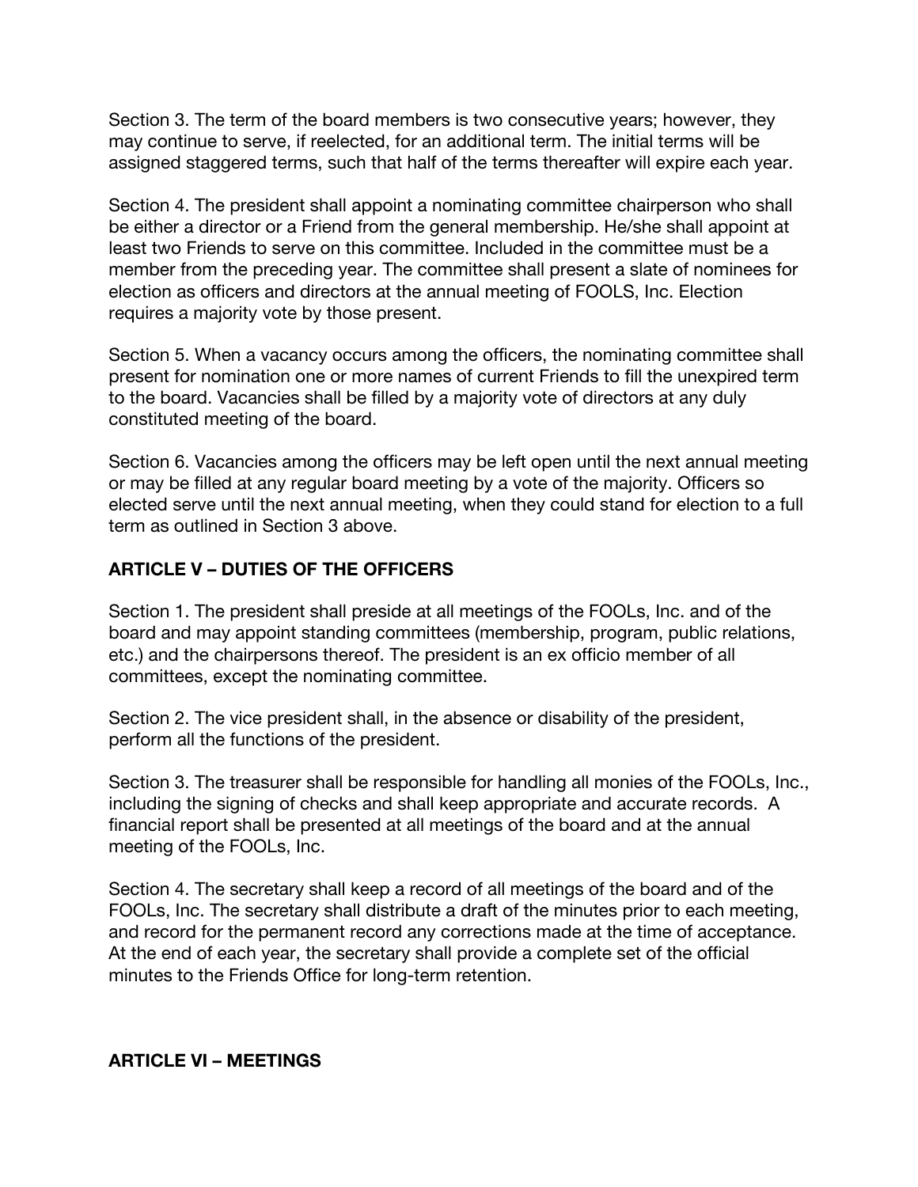Section 3. The term of the board members is two consecutive years; however, they may continue to serve, if reelected, for an additional term. The initial terms will be assigned staggered terms, such that half of the terms thereafter will expire each year.

Section 4. The president shall appoint a nominating committee chairperson who shall be either a director or a Friend from the general membership. He/she shall appoint at least two Friends to serve on this committee. Included in the committee must be a member from the preceding year. The committee shall present a slate of nominees for election as officers and directors at the annual meeting of FOOLS, Inc. Election requires a majority vote by those present.

Section 5. When a vacancy occurs among the officers, the nominating committee shall present for nomination one or more names of current Friends to fill the unexpired term to the board. Vacancies shall be filled by a majority vote of directors at any duly constituted meeting of the board.

Section 6. Vacancies among the officers may be left open until the next annual meeting or may be filled at any regular board meeting by a vote of the majority. Officers so elected serve until the next annual meeting, when they could stand for election to a full term as outlined in Section 3 above.

## ARTICLE V – DUTIES OF THE OFFICERS

Section 1. The president shall preside at all meetings of the FOOLs, Inc. and of the board and may appoint standing committees (membership, program, public relations, etc.) and the chairpersons thereof. The president is an ex officio member of all committees, except the nominating committee.

Section 2. The vice president shall, in the absence or disability of the president, perform all the functions of the president.

Section 3. The treasurer shall be responsible for handling all monies of the FOOLs, Inc., including the signing of checks and shall keep appropriate and accurate records. A financial report shall be presented at all meetings of the board and at the annual meeting of the FOOLs, Inc.

Section 4. The secretary shall keep a record of all meetings of the board and of the FOOLs, Inc. The secretary shall distribute a draft of the minutes prior to each meeting, and record for the permanent record any corrections made at the time of acceptance. At the end of each year, the secretary shall provide a complete set of the official minutes to the Friends Office for long-term retention.

## ARTICLE VI – MEETINGS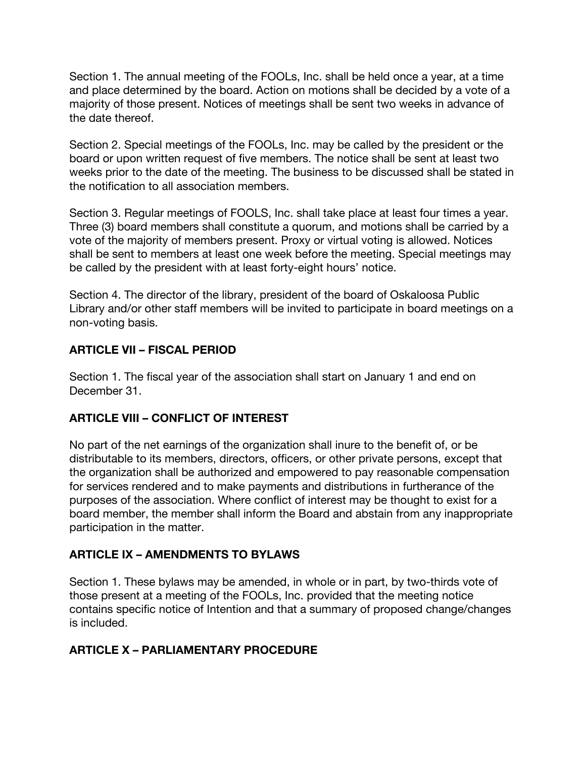Section 1. The annual meeting of the FOOLs, Inc. shall be held once a year, at a time and place determined by the board. Action on motions shall be decided by a vote of a majority of those present. Notices of meetings shall be sent two weeks in advance of the date thereof.

Section 2. Special meetings of the FOOLs, Inc. may be called by the president or the board or upon written request of five members. The notice shall be sent at least two weeks prior to the date of the meeting. The business to be discussed shall be stated in the notification to all association members.

Section 3. Regular meetings of FOOLS, Inc. shall take place at least four times a year. Three (3) board members shall constitute a quorum, and motions shall be carried by a vote of the majority of members present. Proxy or virtual voting is allowed. Notices shall be sent to members at least one week before the meeting. Special meetings may be called by the president with at least forty-eight hours' notice.

Section 4. The director of the library, president of the board of Oskaloosa Public Library and/or other staff members will be invited to participate in board meetings on a non-voting basis.

## ARTICLE VII – FISCAL PERIOD

Section 1. The fiscal year of the association shall start on January 1 and end on December 31.

## ARTICLE VIII – CONFLICT OF INTEREST

No part of the net earnings of the organization shall inure to the benefit of, or be distributable to its members, directors, officers, or other private persons, except that the organization shall be authorized and empowered to pay reasonable compensation for services rendered and to make payments and distributions in furtherance of the purposes of the association. Where conflict of interest may be thought to exist for a board member, the member shall inform the Board and abstain from any inappropriate participation in the matter.

## ARTICLE IX – AMENDMENTS TO BYLAWS

Section 1. These bylaws may be amended, in whole or in part, by two-thirds vote of those present at a meeting of the FOOLs, Inc. provided that the meeting notice contains specific notice of Intention and that a summary of proposed change/changes is included.

## ARTICLE X – PARLIAMENTARY PROCEDURE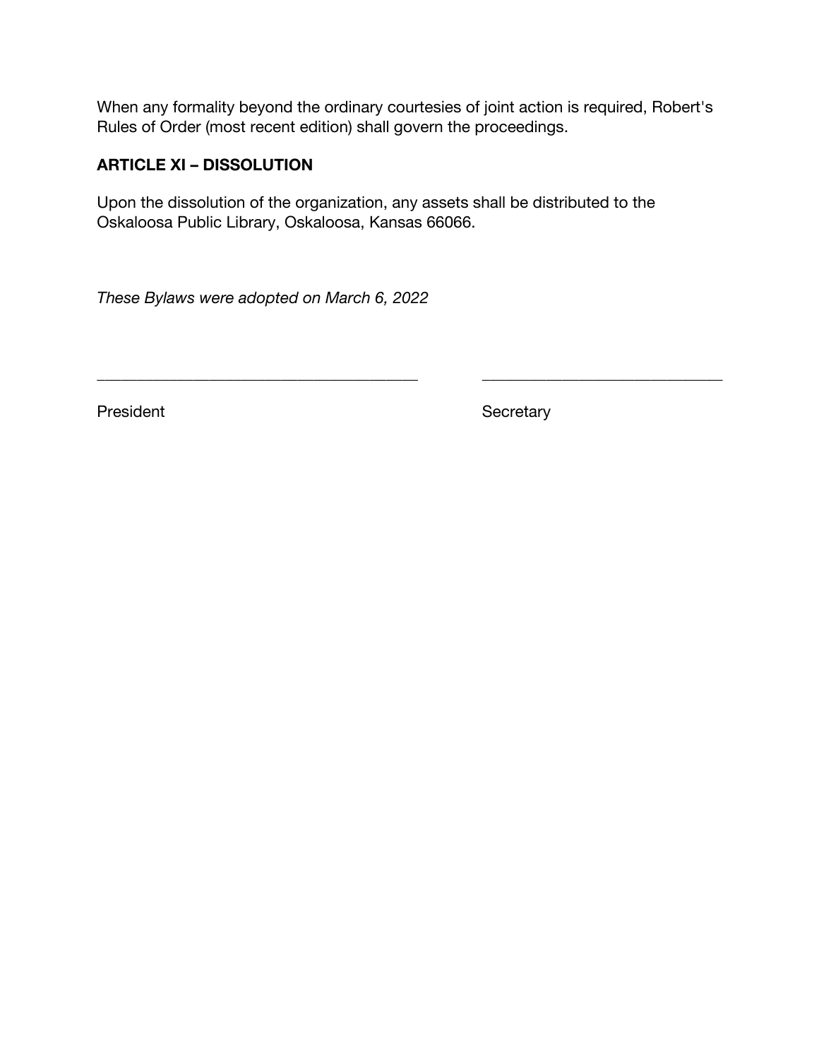When any formality beyond the ordinary courtesies of joint action is required, Robert's Rules of Order (most recent edition) shall govern the proceedings.

**ARTICLE XI – DISSOLUTION**

Upon the dissolution of the organization, any assets shall be distributed to the Oskaloosa Public Library, Oskaloosa, Kansas 66066.

*These Bylaws were adopted on March 6, 2022*

_______________________________________ _____________________________

President Secretary